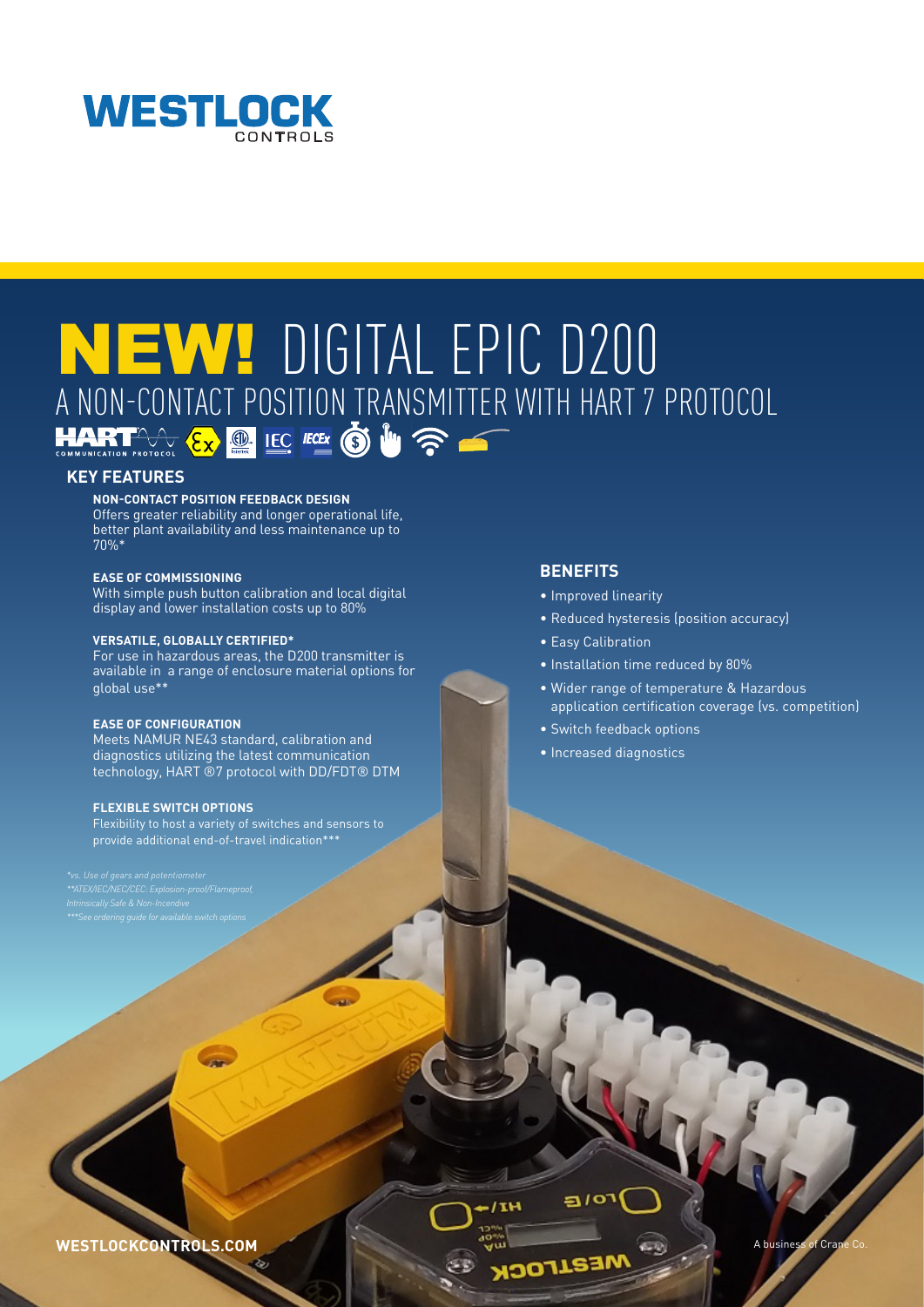# WESTLOCK CONTROLS

# NEW! DIGITAL EPIC D200

## A NON-CONTACT POSITION TRANSMITTER WITH HART 7 PROTOCOL

## KEY FEATURES

**NON-CONTACT POSITION FEEDBACK DESIGN**
Offers greater reliability and longer operational life, better plant availability and less maintenance up to 70%*

**EASE OF COMMISSIONING**
With simple push button calibration and local digital display and lower installation costs up to 80%

**VERSATILE, GLOBALLY CERTIFIED***
For use in hazardous areas, the D200 transmitter is available in a range of enclosure material options for global use**

**EASE OF CONFIGURATION**
Meets NAMUR NE43 standard, calibration and diagnostics utilizing the latest communication technology, HART ®7 protocol with DD/FDT® DTM

**FLEXIBLE SWITCH OPTIONS**
Flexibility to host a variety of switches and sensors to provide additional end-of-travel indication***

*\*vs. Use of gears and potentiometer*
*\*\*ATEX/IEC/NEC/CEC: Explosion-proof/Flameproof, Intrinsically Safe & Non-Incendive*
*\*\*\*See ordering guide for available switch options*

## BENEFITS

- Improved linearity
- Reduced hysteresis (position accuracy)
- Easy Calibration
- Installation time reduced by 80%
- Wider range of temperature & Hazardous application certification coverage (vs. competition)
- Switch feedback options
- Increased diagnostics

WESTLOCKCONTROLS.COM

A business of Crane Co.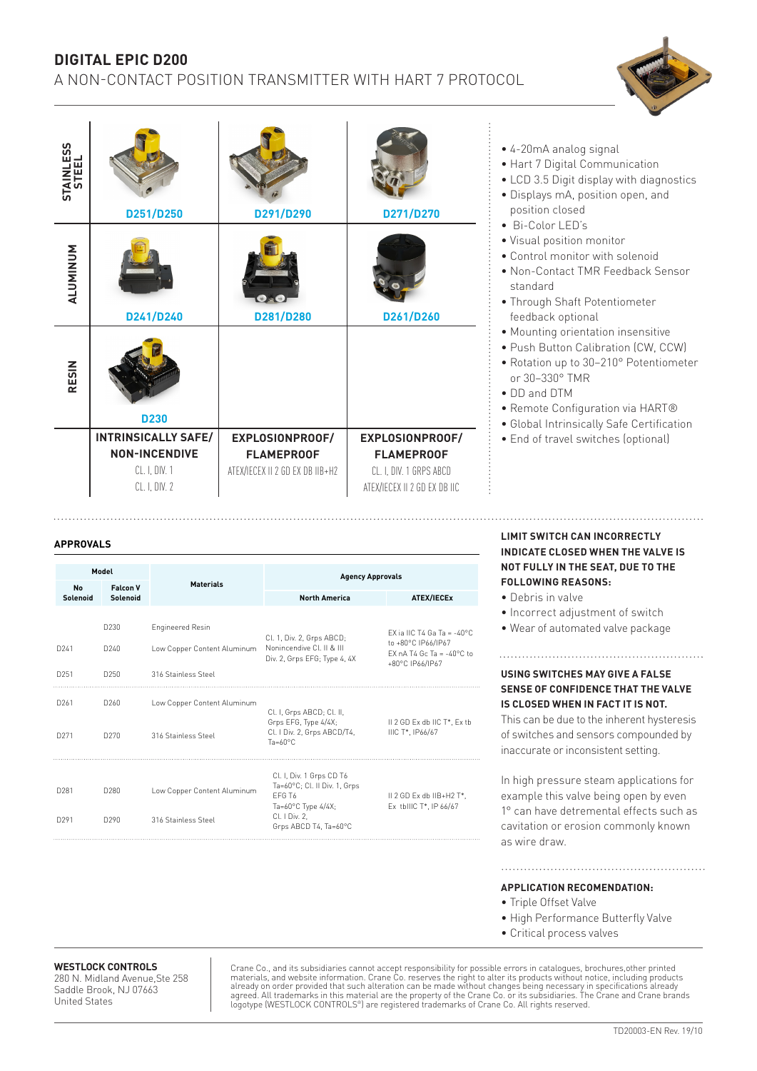# DIGITAL EPIC D200

## A NON-CONTACT POSITION TRANSMITTER WITH HART 7 PROTOCOL

| | | | |
|---|---|---|---|
| STAINLESS STEEL | D251/D250 | D291/D290 | D271/D270 |
| ALUMINUM | D241/D240 | D281/D280 | D261/D260 |
| RESIN | D230 | | |
| | **INTRINSICALLY SAFE/ NON-INCENDIVE** CL. I, DIV. 1 CL. I, DIV. 2 | **EXPLOSIONPROOF/ FLAMEPROOF** ATEX/IECEX II 2 GD EX DB IIB+H2 | **EXPLOSIONPROOF/ FLAMEPROOF** CL. I, DIV. 1 GRPS ABCD ATEX/IECEX II 2 GD EX DB IIC |

- 4-20mA analog signal
- Hart 7 Digital Communication
- LCD 3.5 Digit display with diagnostics
- Displays mA, position open, and position closed
- Bi-Color LED's
- Visual position monitor
- Control monitor with solenoid
- Non-Contact TMR Feedback Sensor standard
- Through Shaft Potentiometer feedback optional
- Mounting orientation insensitive
- Push Button Calibration (CW, CCW)
- Rotation up to 30–210° Potentiometer or 30–330° TMR
- DD and DTM
- Remote Configuration via HART®
- Global Intrinsically Safe Certification
- End of travel switches (optional)

### APPROVALS

| Model | | Materials | Agency Approvals | |
|---|---|---|---|---|
| No Solenoid | Falcon V Solenoid | | North America | ATEX/IECEx |
| | D230 | Engineered Resin | Cl. 1, Div. 2, Grps ABCD; Nonincendive Cl. II & III Div. 2, Grps EFG; Type 4, 4X | EX ia IIC T4 Ga Ta = -40°C to +80°C IP66/IP67 EX nA T4 Gc Ta = -40°C to +80°C IP66/IP67 |
| D241 | D240 | Low Copper Content Aluminum | | |
| D251 | D250 | 316 Stainless Steel | | |
| D261 | D260 | Low Copper Content Aluminum | Cl. I, Grps ABCD; Cl. II, Grps EFG, Type 4/4X; Cl. I Div. 2, Grps ABCD/T4, Ta=60°C | II 2 GD Ex db IIC T*, Ex tb IIIC T*, IP66/67 |
| D271 | D270 | 316 Stainless Steel | | |
| D281 | D280 | Low Copper Content Aluminum | Cl. I, Div. 1 Grps CD T6 Ta=60°C; Cl. II Div. 1, Grps EFG T6 Ta=60°C Type 4/4X; Cl. I Div. 2, Grps ABCD T4, Ta=60°C | II 2 GD Ex db IIB+H2 T*, Ex tbIIIC T*, IP 66/67 |
| D291 | D290 | 316 Stainless Steel | | |

**LIMIT SWITCH CAN INCORRECTLY INDICATE CLOSED WHEN THE VALVE IS NOT FULLY IN THE SEAT, DUE TO THE FOLLOWING REASONS:**

- Debris in valve
- Incorrect adjustment of switch
- Wear of automated valve package

**USING SWITCHES MAY GIVE A FALSE SENSE OF CONFIDENCE THAT THE VALVE IS CLOSED WHEN IN FACT IT IS NOT.**

This can be due to the inherent hysteresis of switches and sensors compounded by inaccurate or inconsistent setting.

In high pressure steam applications for example this valve being open by even 1° can have detremental effects such as cavitation or erosion commonly known as wire draw.

**APPLICATION RECOMENDATION:**

- Triple Offset Valve
- High Performance Butterfly Valve
- Critical process valves

**WESTLOCK CONTROLS**
280 N. Midland Avenue,Ste 258
Saddle Brook, NJ 07663
United States

Crane Co., and its subsidiaries cannot accept responsibility for possible errors in catalogues, brochures,other printed materials, and website information. Crane Co. reserves the right to alter its products without notice, including products already on order provided that such alteration can be made without changes being necessary in specifications already agreed. All trademarks in this material are the property of the Crane Co. or its subsidiaries. The Crane and Crane brands logotype (WESTLOCK CONTROLS®) are registered trademarks of Crane Co. All rights reserved.

TD20003-EN Rev. 19/10